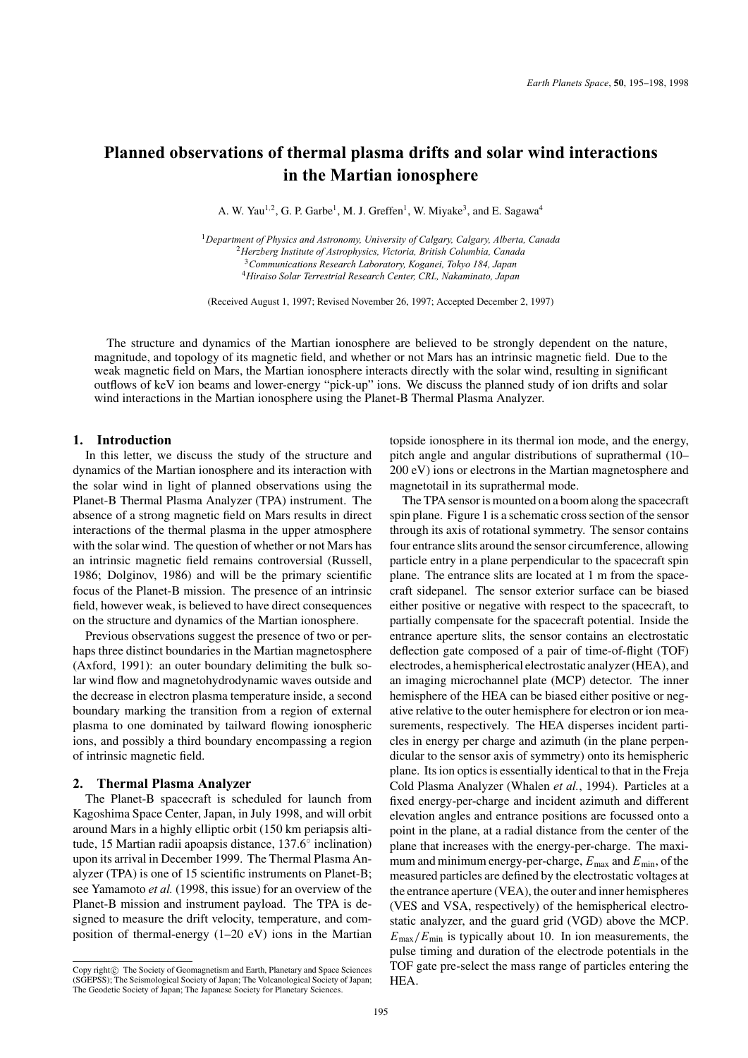# Planned observations of thermal plasma drifts and solar wind interactions in the Martian ionosphere

A. W. Yau[1,2], G. P. Garbe[1], M. J. Greffen[1], W. Miyake[3], and E. Sagawa[4]

[1]*Department of Physics and Astronomy, University of Calgary, Calgary, Alberta, Canada*
[2]*Herzberg Institute of Astrophysics, Victoria, British Columbia, Canada*
[3]*Communications Research Laboratory, Koganei, Tokyo 184, Japan*
[4]*Hiraiso Solar Terrestrial Research Center, CRL, Nakaminato, Japan*

(Received August 1, 1997; Revised November 26, 1997; Accepted December 2, 1997)

The structure and dynamics of the Martian ionosphere are believed to be strongly dependent on the nature, magnitude, and topology of its magnetic field, and whether or not Mars has an intrinsic magnetic field. Due to the weak magnetic field on Mars, the Martian ionosphere interacts directly with the solar wind, resulting in significant outflows of keV ion beams and lower-energy "pick-up" ions. We discuss the planned study of ion drifts and solar wind interactions in the Martian ionosphere using the Planet-B Thermal Plasma Analyzer.

## 1. Introduction

In this letter, we discuss the study of the structure and dynamics of the Martian ionosphere and its interaction with the solar wind in light of planned observations using the Planet-B Thermal Plasma Analyzer (TPA) instrument. The absence of a strong magnetic field on Mars results in direct interactions of the thermal plasma in the upper atmosphere with the solar wind. The question of whether or not Mars has an intrinsic magnetic field remains controversial (Russell, 1986; Dolginov, 1986) and will be the primary scientific focus of the Planet-B mission. The presence of an intrinsic field, however weak, is believed to have direct consequences on the structure and dynamics of the Martian ionosphere.

Previous observations suggest the presence of two or perhaps three distinct boundaries in the Martian magnetosphere (Axford, 1991): an outer boundary delimiting the bulk solar wind flow and magnetohydrodynamic waves outside and the decrease in electron plasma temperature inside, a second boundary marking the transition from a region of external plasma to one dominated by tailward flowing ionospheric ions, and possibly a third boundary encompassing a region of intrinsic magnetic field.

## 2. Thermal Plasma Analyzer

The Planet-B spacecraft is scheduled for launch from Kagoshima Space Center, Japan, in July 1998, and will orbit around Mars in a highly elliptic orbit (150 km periapsis altitude, 15 Martian radii apoapsis distance, 137.6° inclination) upon its arrival in December 1999. The Thermal Plasma Analyzer (TPA) is one of 15 scientific instruments on Planet-B; see Yamamoto *et al.* (1998, this issue) for an overview of the Planet-B mission and instrument payload. The TPA is designed to measure the drift velocity, temperature, and composition of thermal-energy (1–20 eV) ions in the Martian topside ionosphere in its thermal ion mode, and the energy, pitch angle and angular distributions of suprathermal (10–200 eV) ions or electrons in the Martian magnetosphere and magnetotail in its suprathermal mode.

The TPA sensor is mounted on a boom along the spacecraft spin plane. Figure 1 is a schematic cross section of the sensor through its axis of rotational symmetry. The sensor contains four entrance slits around the sensor circumference, allowing particle entry in a plane perpendicular to the spacecraft spin plane. The entrance slits are located at 1 m from the spacecraft sidepanel. The sensor exterior surface can be biased either positive or negative with respect to the spacecraft, to partially compensate for the spacecraft potential. Inside the entrance aperture slits, the sensor contains an electrostatic deflection gate composed of a pair of time-of-flight (TOF) electrodes, a hemispherical electrostatic analyzer (HEA), and an imaging microchannel plate (MCP) detector. The inner hemisphere of the HEA can be biased either positive or negative relative to the outer hemisphere for electron or ion measurements, respectively. The HEA disperses incident particles in energy per charge and azimuth (in the plane perpendicular to the sensor axis of symmetry) onto its hemispherical plane. Its ion optics is essentially identical to that in the Freja Cold Plasma Analyzer (Whalen *et al.*, 1994). Particles at a fixed energy-per-charge and incident azimuth and different elevation angles and entrance positions are focussed onto a point in the plane, at a radial distance from the center of the plane that increases with the energy-per-charge. The maximum and minimum energy-per-charge, $E_{\max}$ and $E_{\min}$, of the measured particles are defined by the electrostatic voltages at the entrance aperture (VEA), the outer and inner hemispheres (VES and VSA, respectively) of the hemispherical electrostatic analyzer, and the guard grid (VGD) above the MCP. $E_{\max}/E_{\min}$ is typically about 10. In ion measurements, the pulse timing and duration of the electrode potentials in the TOF gate pre-select the mass range of particles entering the HEA.

Copy right© The Society of Geomagnetism and Earth, Planetary and Space Sciences (SGEPSS); The Seismological Society of Japan; The Volcanological Society of Japan; The Geodetic Society of Japan; The Japanese Society for Planetary Sciences.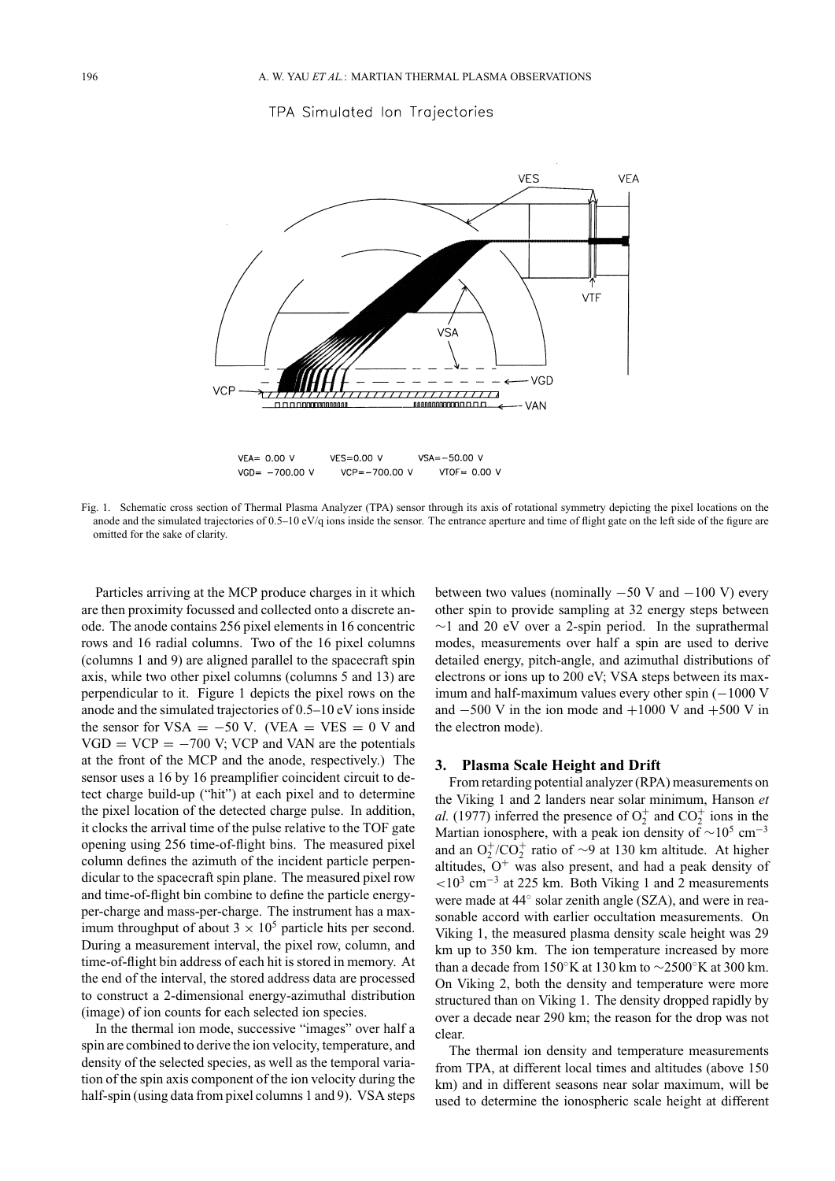Fig. 1. Schematic cross section of Thermal Plasma Analyzer (TPA) sensor through its axis of rotational symmetry depicting the pixel locations on the anode and the simulated trajectories of 0.5–10 eV/q ions inside the sensor. The entrance aperture and time of flight gate on the left side of the figure are omitted for the sake of clarity.

Particles arriving at the MCP produce charges in it which are then proximity focussed and collected onto a discrete anode. The anode contains 256 pixel elements in 16 concentric rows and 16 radial columns. Two of the 16 pixel columns (columns 1 and 9) are aligned parallel to the spacecraft spin axis, while two other pixel columns (columns 5 and 13) are perpendicular to it. Figure 1 depicts the pixel rows on the anode and the simulated trajectories of 0.5–10 eV ions inside the sensor for VSA = −50 V. (VEA = VES = 0 V and VGD = VCP = −700 V; VCP and VAN are the potentials at the front of the MCP and the anode, respectively.) The sensor uses a 16 by 16 preamplifier coincident circuit to detect charge build-up ("hit") at each pixel and to determine the pixel location of the detected charge pulse. In addition, it clocks the arrival time of the pulse relative to the TOF gate opening using 256 time-of-flight bins. The measured pixel column defines the azimuth of the incident particle perpendicular to the spacecraft spin plane. The measured pixel row and time-of-flight bin combine to define the particle energy-per-charge and mass-per-charge. The instrument has a maximum throughput of about $3 \times 10^5$ particle hits per second. During a measurement interval, the pixel row, column, and time-of-flight bin address of each hit is stored in memory. At the end of the interval, the stored address data are processed to construct a 2-dimensional energy-azimuthal distribution (image) of ion counts for each selected ion species.

In the thermal ion mode, successive "images" over half a spin are combined to derive the ion velocity, temperature, and density of the selected species, as well as the temporal variation of the spin axis component of the ion velocity during the half-spin (using data from pixel columns 1 and 9). VSA steps between two values (nominally −50 V and −100 V) every other spin to provide sampling at 32 energy steps between ∼1 and 20 eV over a 2-spin period. In the suprathermal modes, measurements over half a spin are used to derive detailed energy, pitch-angle, and azimuthal distributions of electrons or ions up to 200 eV; VSA steps between its maximum and half-maximum values every other spin (−1000 V and −500 V in the ion mode and +1000 V and +500 V in the electron mode).

## 3. Plasma Scale Height and Drift

From retarding potential analyzer (RPA) measurements on the Viking 1 and 2 landers near solar minimum, Hanson *et al.* (1977) inferred the presence of $O_2^+$ and $CO_2^+$ ions in the Martian ionosphere, with a peak ion density of $\sim 10^5$ cm$^{-3}$ and an $O_2^+/CO_2^+$ ratio of ∼9 at 130 km altitude. At higher altitudes, $O^+$ was also present, and had a peak density of $<10^3$ cm$^{-3}$ at 225 km. Both Viking 1 and 2 measurements were made at 44° solar zenith angle (SZA), and were in reasonable accord with earlier occultation measurements. On Viking 1, the measured plasma density scale height was 29 km up to 350 km. The ion temperature increased by more than a decade from 150°K at 130 km to ∼2500°K at 300 km. On Viking 2, both the density and temperature were more structured than on Viking 1. The density dropped rapidly by over a decade near 290 km; the reason for the drop was not clear.

The thermal ion density and temperature measurements from TPA, at different local times and altitudes (above 150 km) and in different seasons near solar maximum, will be used to determine the ionospheric scale height at different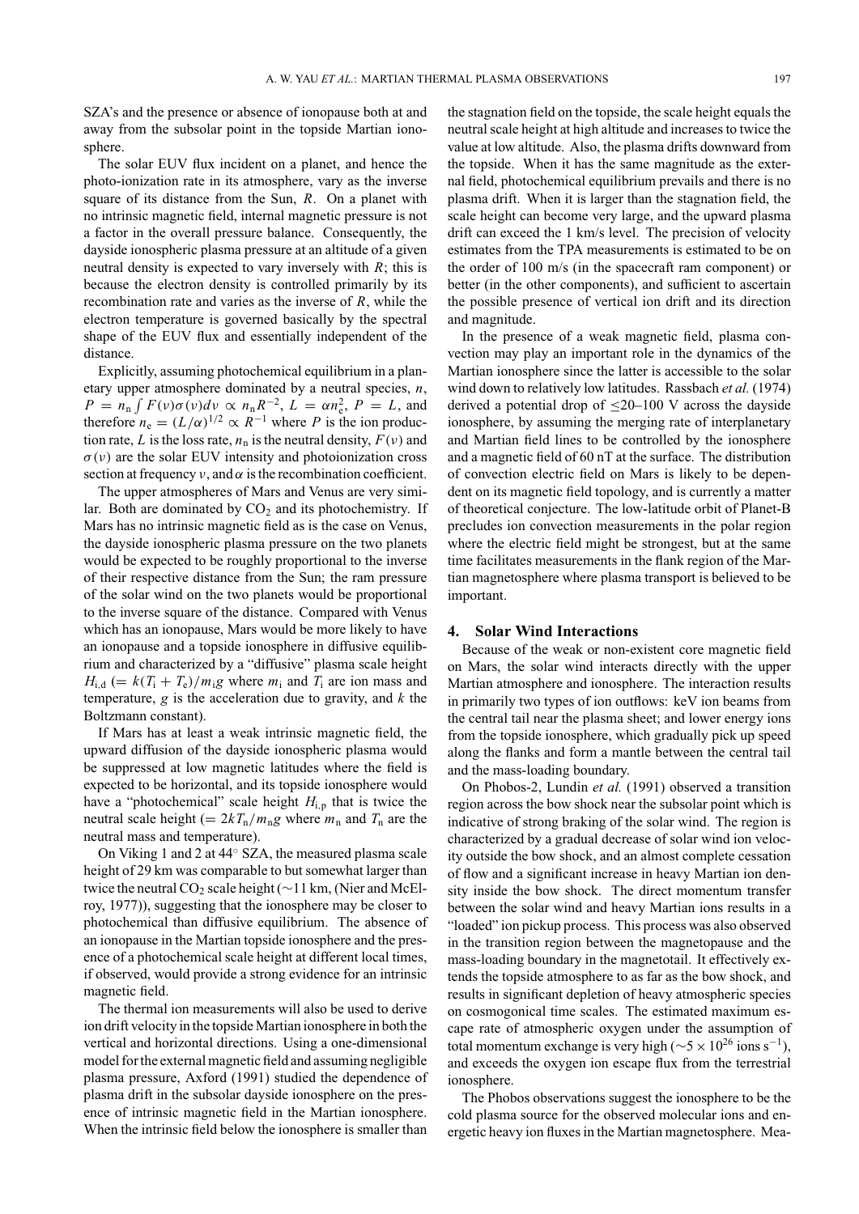SZA's and the presence or absence of ionopause both at and away from the subsolar point in the topside Martian ionosphere.

The solar EUV flux incident on a planet, and hence the photo-ionization rate in its atmosphere, vary as the inverse square of its distance from the Sun, $R$. On a planet with no intrinsic magnetic field, internal magnetic pressure is not a factor in the overall pressure balance. Consequently, the dayside ionospheric plasma pressure at an altitude of a given neutral density is expected to vary inversely with $R$; this is because the electron density is controlled primarily by its recombination rate and varies as the inverse of $R$, while the electron temperature is governed basically by the spectral shape of the EUV flux and essentially independent of the distance.

Explicitly, assuming photochemical equilibrium in a planetary upper atmosphere dominated by a neutral species, $n$, $P = n_n \int F(\nu)\sigma(\nu)d\nu \propto n_n R^{-2}$, $L = \alpha n_e^2$, $P = L$, and therefore $n_e = (L/\alpha)^{1/2} \propto R^{-1}$ where $P$ is the ion production rate, $L$ is the loss rate, $n_n$ is the neutral density, $F(\nu)$ and $\sigma(\nu)$ are the solar EUV intensity and photoionization cross section at frequency $\nu$, and $\alpha$ is the recombination coefficient.

The upper atmospheres of Mars and Venus are very similar. Both are dominated by $CO_2$ and its photochemistry. If Mars has no intrinsic magnetic field as is the case on Venus, the dayside ionospheric plasma pressure on the two planets would be expected to be roughly proportional to the inverse of their respective distance from the Sun; the ram pressure of the solar wind on the two planets would be proportional to the inverse square of the distance. Compared with Venus which has an ionopause, Mars would be more likely to have an ionopause and a topside ionosphere in diffusive equilibrium and characterized by a "diffusive" plasma scale height $H_{i,d}$ ($= k(T_i + T_e)/m_i g$ where $m_i$ and $T_i$ are ion mass and temperature, $g$ is the acceleration due to gravity, and $k$ the Boltzmann constant).

If Mars has at least a weak intrinsic magnetic field, the upward diffusion of the dayside ionospheric plasma would be suppressed at low magnetic latitudes where the field is expected to be horizontal, and its topside ionosphere would have a "photochemical" scale height $H_{i,p}$ that is twice the neutral scale height ($= 2kT_n/m_n g$ where $m_n$ and $T_n$ are the neutral mass and temperature).

On Viking 1 and 2 at 44° SZA, the measured plasma scale height of 29 km was comparable to but somewhat larger than twice the neutral $CO_2$ scale height (~11 km, (Nier and McElroy, 1977)), suggesting that the ionosphere may be closer to photochemical than diffusive equilibrium. The absence of an ionopause in the Martian topside ionosphere and the presence of a photochemical scale height at different local times, if observed, would provide a strong evidence for an intrinsic magnetic field.

The thermal ion measurements will also be used to derive ion drift velocity in the topside Martian ionosphere in both the vertical and horizontal directions. Using a one-dimensional model for the external magnetic field and assuming negligible plasma pressure, Axford (1991) studied the dependence of plasma drift in the subsolar dayside ionosphere on the presence of intrinsic magnetic field in the Martian ionosphere. When the intrinsic field below the ionosphere is smaller than the stagnation field on the topside, the scale height equals the neutral scale height at high altitude and increases to twice the value at low altitude. Also, the plasma drifts downward from the topside. When it has the same magnitude as the external field, photochemical equilibrium prevails and there is no plasma drift. When it is larger than the stagnation field, the scale height can become very large, and the upward plasma drift can exceed the 1 km/s level. The precision of velocity estimates from the TPA measurements is estimated to be on the order of 100 m/s (in the spacecraft ram component) or better (in the other components), and sufficient to ascertain the possible presence of vertical ion drift and its direction and magnitude.

In the presence of a weak magnetic field, plasma convection may play an important role in the dynamics of the Martian ionosphere since the latter is accessible to the solar wind down to relatively low latitudes. Rassbach *et al.* (1974) derived a potential drop of ≤20–100 V across the dayside ionosphere, by assuming the merging rate of interplanetary and Martian field lines to be controlled by the ionosphere and a magnetic field of 60 nT at the surface. The distribution of convection electric field on Mars is likely to be dependent on its magnetic field topology, and is currently a matter of theoretical conjecture. The low-latitude orbit of Planet-B precludes ion convection measurements in the polar region where the electric field might be strongest, but at the same time facilitates measurements in the flank region of the Martian magnetosphere where plasma transport is believed to be important.

## 4. Solar Wind Interactions

Because of the weak or non-existent core magnetic field on Mars, the solar wind interacts directly with the upper Martian atmosphere and ionosphere. The interaction results in primarily two types of ion outflows: keV ion beams from the central tail near the plasma sheet; and lower energy ions from the topside ionosphere, which gradually pick up speed along the flanks and form a mantle between the central tail and the mass-loading boundary.

On Phobos-2, Lundin *et al.* (1991) observed a transition region across the bow shock near the subsolar point which is indicative of strong braking of the solar wind. The region is characterized by a gradual decrease of solar wind ion velocity outside the bow shock, and an almost complete cessation of flow and a significant increase in heavy Martian ion density inside the bow shock. The direct momentum transfer between the solar wind and heavy Martian ions results in a "loaded" ion pickup process. This process was also observed in the transition region between the magnetopause and the mass-loading boundary in the magnetotail. It effectively extends the topside atmosphere to as far as the bow shock, and results in significant depletion of heavy atmospheric species on cosmogonical time scales. The estimated maximum escape rate of atmospheric oxygen under the assumption of total momentum exchange is very high (~$5 \times 10^{26}$ ions $s^{-1}$), and exceeds the oxygen ion escape flux from the terrestrial ionosphere.

The Phobos observations suggest the ionosphere to be the cold plasma source for the observed molecular ions and energetic heavy ion fluxes in the Martian magnetosphere. Mea-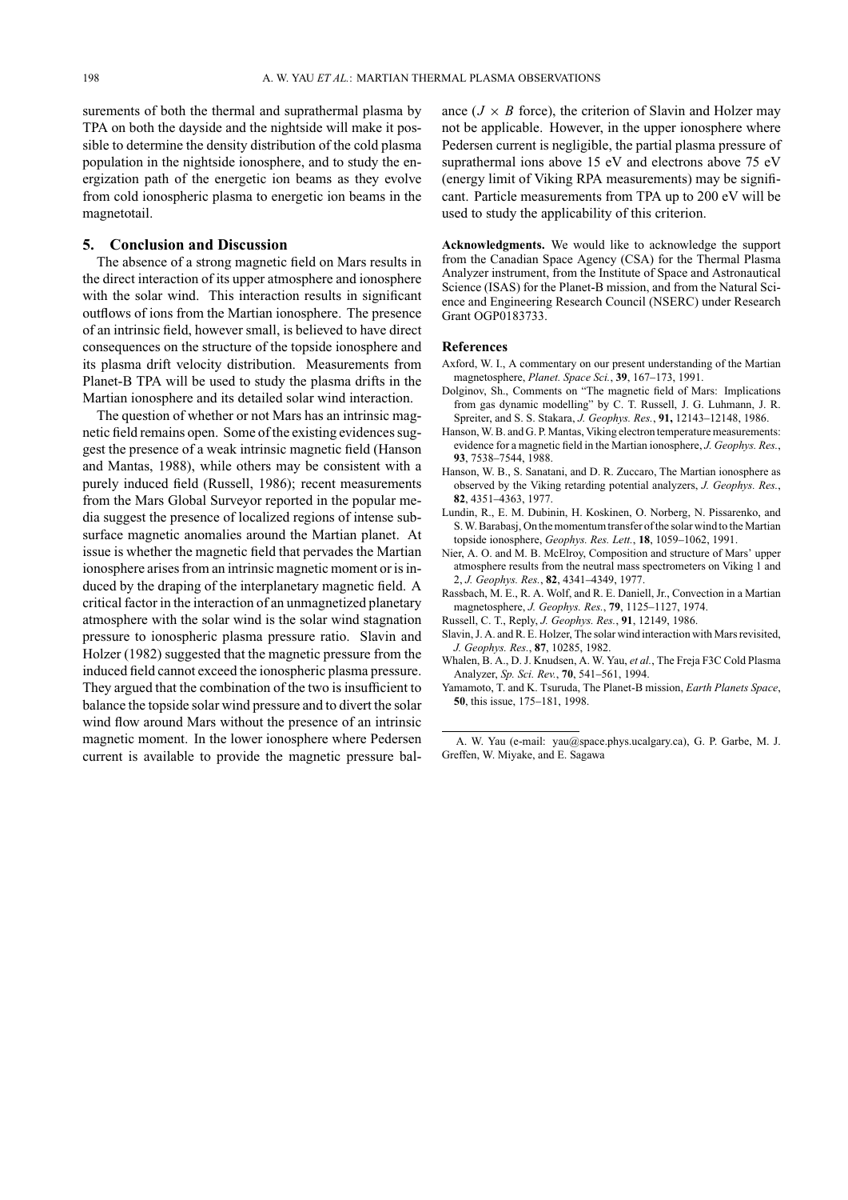surements of both the thermal and suprathermal plasma by TPA on both the dayside and the nightside will make it possible to determine the density distribution of the cold plasma population in the nightside ionosphere, and to study the energization path of the energetic ion beams as they evolve from cold ionospheric plasma to energetic ion beams in the magnetotail.

## 5. Conclusion and Discussion

The absence of a strong magnetic field on Mars results in the direct interaction of its upper atmosphere and ionosphere with the solar wind. This interaction results in significant outflows of ions from the Martian ionosphere. The presence of an intrinsic field, however small, is believed to have direct consequences on the structure of the topside ionosphere and its plasma drift velocity distribution. Measurements from Planet-B TPA will be used to study the plasma drifts in the Martian ionosphere and its detailed solar wind interaction.

The question of whether or not Mars has an intrinsic magnetic field remains open. Some of the existing evidences suggest the presence of a weak intrinsic magnetic field (Hanson and Mantas, 1988), while others may be consistent with a purely induced field (Russell, 1986); recent measurements from the Mars Global Surveyor reported in the popular media suggest the presence of localized regions of intense subsurface magnetic anomalies around the Martian planet. At issue is whether the magnetic field that pervades the Martian ionosphere arises from an intrinsic magnetic moment or is induced by the draping of the interplanetary magnetic field. A critical factor in the interaction of an unmagnetized planetary atmosphere with the solar wind is the solar wind stagnation pressure to ionospheric plasma pressure ratio. Slavin and Holzer (1982) suggested that the magnetic pressure from the induced field cannot exceed the ionospheric plasma pressure. They argued that the combination of the two is insufficient to balance the topside solar wind pressure and to divert the solar wind flow around Mars without the presence of an intrinsic magnetic moment. In the lower ionosphere where Pedersen current is available to provide the magnetic pressure balance ($J \times B$ force), the criterion of Slavin and Holzer may not be applicable. However, in the upper ionosphere where Pedersen current is negligible, the partial plasma pressure of suprathermal ions above 15 eV and electrons above 75 eV (energy limit of Viking RPA measurements) may be significant. Particle measurements from TPA up to 200 eV will be used to study the applicability of this criterion.

**Acknowledgments.** We would like to acknowledge the support from the Canadian Space Agency (CSA) for the Thermal Plasma Analyzer instrument, from the Institute of Space and Astronautical Science (ISAS) for the Planet-B mission, and from the Natural Science and Engineering Research Council (NSERC) under Research Grant OGP0183733.

## References

Axford, W. I., A commentary on our present understanding of the Martian magnetosphere, *Planet. Space Sci.*, **39**, 167–173, 1991.

Dolginov, Sh., Comments on "The magnetic field of Mars: Implications from gas dynamic modelling" by C. T. Russell, J. G. Luhmann, J. R. Spreiter, and S. S. Stakara, *J. Geophys. Res.*, **91,** 12143–12148, 1986.

Hanson, W. B. and G. P. Mantas, Viking electron temperature measurements: evidence for a magnetic field in the Martian ionosphere, *J. Geophys. Res.*, **93**, 7538–7544, 1988.

Hanson, W. B., S. Sanatani, and D. R. Zuccaro, The Martian ionosphere as observed by the Viking retarding potential analyzers, *J. Geophys. Res.*, **82**, 4351–4363, 1977.

Lundin, R., E. M. Dubinin, H. Koskinen, O. Norberg, N. Pissarenko, and S. W. Barabasj, On the momentum transfer of the solar wind to the Martian topside ionosphere, *Geophys. Res. Lett.*, **18**, 1059–1062, 1991.

Nier, A. O. and M. B. McElroy, Composition and structure of Mars' upper atmosphere results from the neutral mass spectrometers on Viking 1 and 2, *J. Geophys. Res.*, **82**, 4341–4349, 1977.

Rassbach, M. E., R. A. Wolf, and R. E. Daniell, Jr., Convection in a Martian magnetosphere, *J. Geophys. Res.*, **79**, 1125–1127, 1974.

Russell, C. T., Reply, *J. Geophys. Res.*, **91**, 12149, 1986.

Slavin, J. A. and R. E. Holzer, The solar wind interaction with Mars revisited, *J. Geophys. Res.*, **87**, 10285, 1982.

Whalen, B. A., D. J. Knudsen, A. W. Yau, *et al.*, The Freja F3C Cold Plasma Analyzer, *Sp. Sci. Rev.*, **70**, 541–561, 1994.

Yamamoto, T. and K. Tsuruda, The Planet-B mission, *Earth Planets Space*, **50**, this issue, 175–181, 1998.

A. W. Yau (e-mail: yau@space.phys.ucalgary.ca), G. P. Garbe, M. J. Greffen, W. Miyake, and E. Sagawa